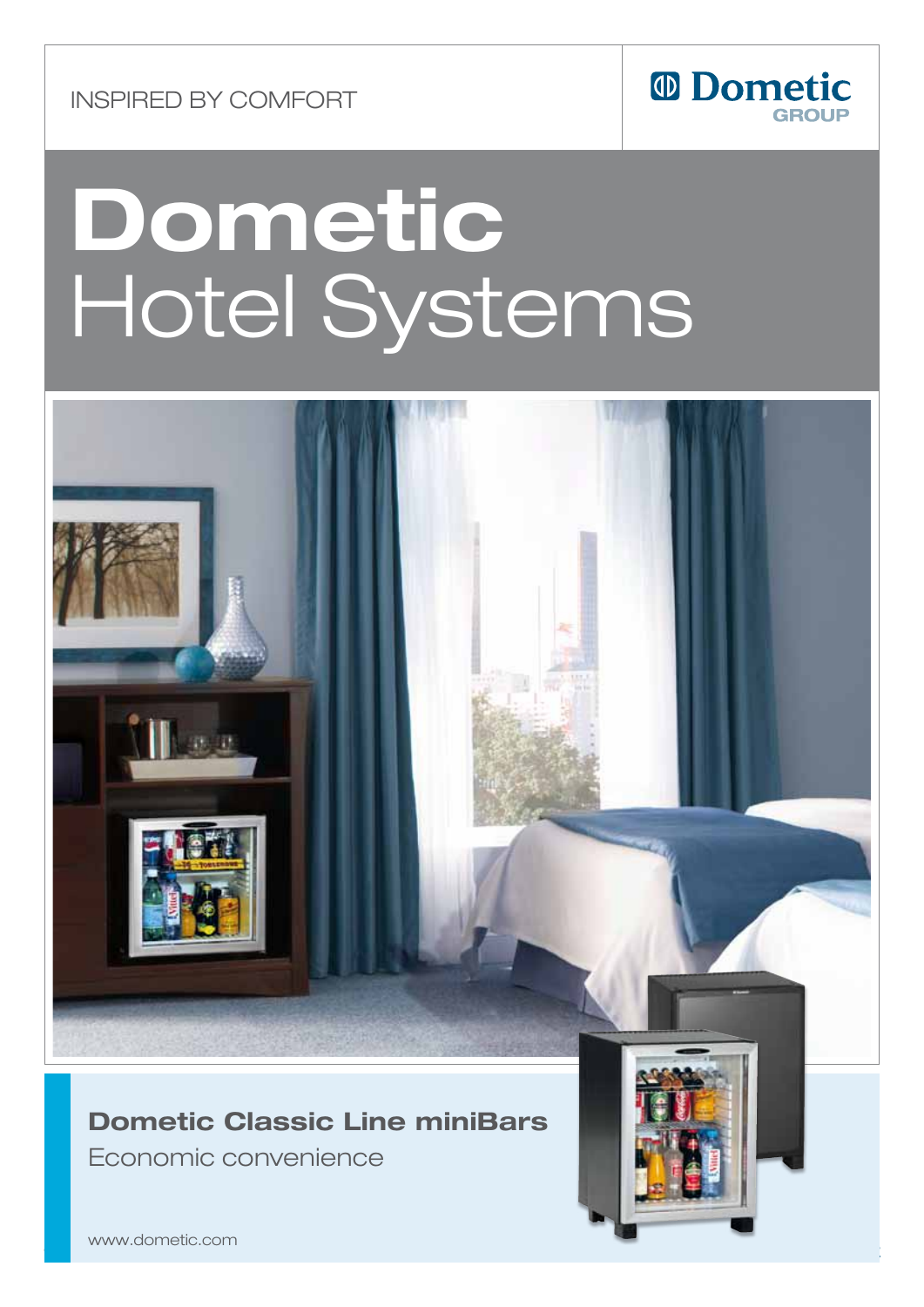INSPIRED BY COMFORT

Dometic GROUP

# Dometic Hotel Systems

## Dometic Classic Line miniBars

Economic convenience

www.dometic.com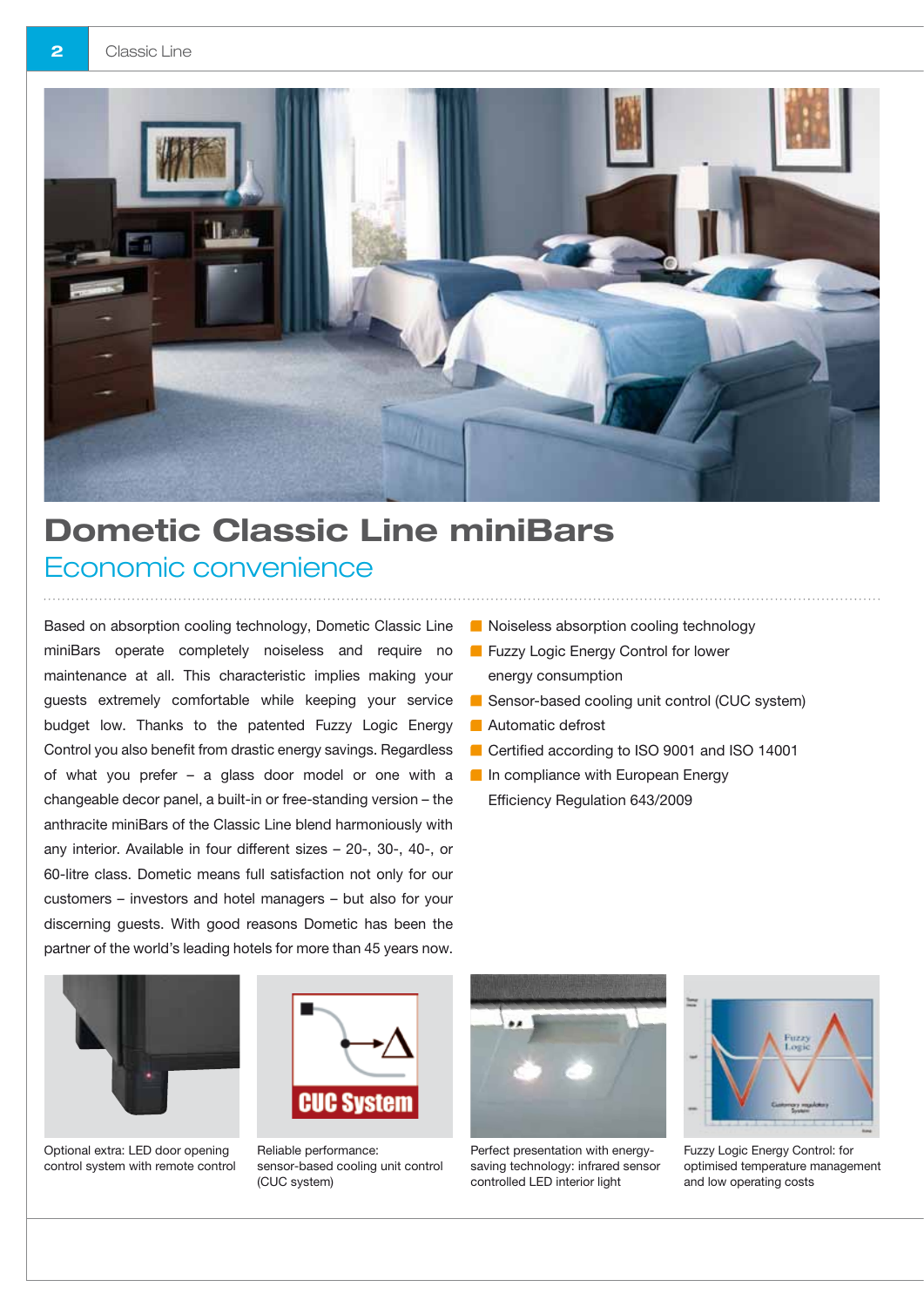# Dometic Classic Line miniBars

## Economic convenience

Based on absorption cooling technology, Dometic Classic Line miniBars operate completely noiseless and require no maintenance at all. This characteristic implies making your guests extremely comfortable while keeping your service budget low. Thanks to the patented Fuzzy Logic Energy Control you also benefit from drastic energy savings. Regardless of what you prefer – a glass door model or one with a changeable decor panel, a built-in or free-standing version – the anthracite miniBars of the Classic Line blend harmoniously with any interior. Available in four different sizes – 20-, 30-, 40-, or 60-litre class. Dometic means full satisfaction not only for our customers – investors and hotel managers – but also for your discerning guests. With good reasons Dometic has been the partner of the world's leading hotels for more than 45 years now.

- Noiseless absorption cooling technology
- Fuzzy Logic Energy Control for lower energy consumption
- Sensor-based cooling unit control (CUC system)
- Automatic defrost
- Certified according to ISO 9001 and ISO 14001
- In compliance with European Energy Efficiency Regulation 643/2009

Optional extra: LED door opening control system with remote control

Reliable performance: sensor-based cooling unit control (CUC system)

Perfect presentation with energy-saving technology: infrared sensor controlled LED interior light

Fuzzy Logic Energy Control: for optimised temperature management and low operating costs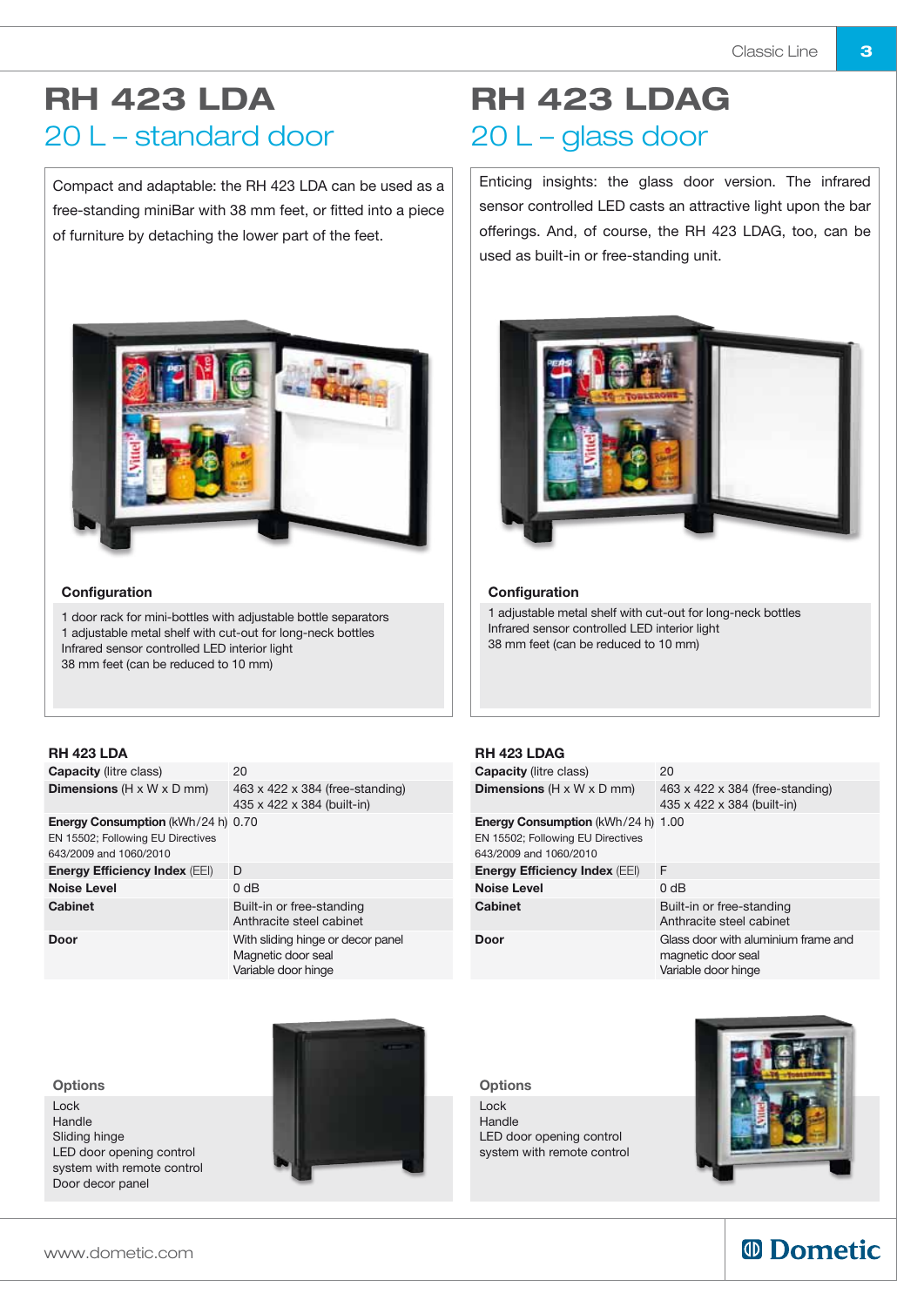# RH 423 LDA

## 20 L – standard door

Compact and adaptable: the RH 423 LDA can be used as a free-standing miniBar with 38 mm feet, or fitted into a piece of furniture by detaching the lower part of the feet.

### Configuration

1 door rack for mini-bottles with adjustable bottle separators
1 adjustable metal shelf with cut-out for long-neck bottles
Infrared sensor controlled LED interior light
38 mm feet (can be reduced to 10 mm)

| RH 423 LDA | |
|---|---|
| **Capacity** (litre class) | 20 |
| **Dimensions** (H x W x D mm) | 463 x 422 x 384 (free-standing)<br>435 x 422 x 384 (built-in) |
| **Energy Consumption** (kWh/24 h)<br>EN 15502; Following EU Directives 643/2009 and 1060/2010 | 0.70 |
| **Energy Efficiency Index** (EEI) | D |
| **Noise Level** | 0 dB |
| **Cabinet** | Built-in or free-standing<br>Anthracite steel cabinet |
| **Door** | With sliding hinge or decor panel<br>Magnetic door seal<br>Variable door hinge |

### Options

Lock
Handle
Sliding hinge
LED door opening control system with remote control
Door decor panel

# RH 423 LDAG

## 20 L – glass door

Enticing insights: the glass door version. The infrared sensor controlled LED casts an attractive light upon the bar offerings. And, of course, the RH 423 LDAG, too, can be used as built-in or free-standing unit.

### Configuration

1 adjustable metal shelf with cut-out for long-neck bottles
Infrared sensor controlled LED interior light
38 mm feet (can be reduced to 10 mm)

| RH 423 LDAG | |
|---|---|
| **Capacity** (litre class) | 20 |
| **Dimensions** (H x W x D mm) | 463 x 422 x 384 (free-standing)<br>435 x 422 x 384 (built-in) |
| **Energy Consumption** (kWh/24 h)<br>EN 15502; Following EU Directives 643/2009 and 1060/2010 | 1.00 |
| **Energy Efficiency Index** (EEI) | F |
| **Noise Level** | 0 dB |
| **Cabinet** | Built-in or free-standing<br>Anthracite steel cabinet |
| **Door** | Glass door with aluminium frame and magnetic door seal<br>Variable door hinge |

### Options

Lock
Handle
LED door opening control system with remote control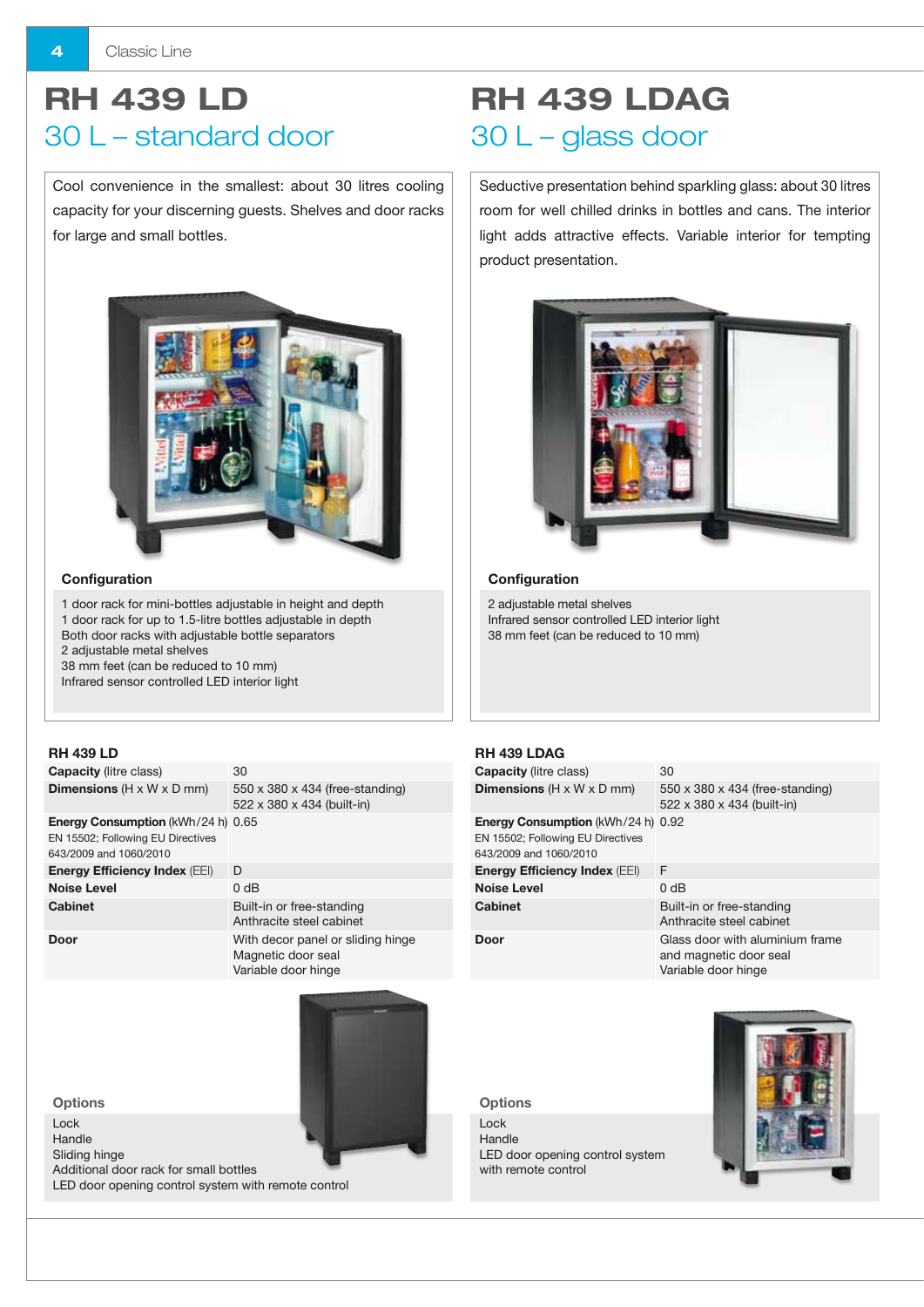# RH 439 LD

## 30 L – standard door

Cool convenience in the smallest: about 30 litres cooling capacity for your discerning guests. Shelves and door racks for large and small bottles.

### Configuration

1 door rack for mini-bottles adjustable in height and depth
1 door rack for up to 1.5-litre bottles adjustable in depth
Both door racks with adjustable bottle separators
2 adjustable metal shelves
38 mm feet (can be reduced to 10 mm)
Infrared sensor controlled LED interior light

### RH 439 LD

| | |
|---|---|
| **Capacity** (litre class) | 30 |
| **Dimensions** (H x W x D mm) | 550 x 380 x 434 (free-standing)<br>522 x 380 x 434 (built-in) |
| **Energy Consumption** (kWh/24 h)<br>EN 15502; Following EU Directives 643/2009 and 1060/2010 | 0.65 |
| **Energy Efficiency Index** (EEI) | D |
| **Noise Level** | 0 dB |
| **Cabinet** | Built-in or free-standing<br>Anthracite steel cabinet |
| **Door** | With decor panel or sliding hinge<br>Magnetic door seal<br>Variable door hinge |

### Options

Lock
Handle
Sliding hinge
Additional door rack for small bottles
LED door opening control system with remote control

# RH 439 LDAG

## 30 L – glass door

Seductive presentation behind sparkling glass: about 30 litres room for well chilled drinks in bottles and cans. The interior light adds attractive effects. Variable interior for tempting product presentation.

### Configuration

2 adjustable metal shelves
Infrared sensor controlled LED interior light
38 mm feet (can be reduced to 10 mm)

### RH 439 LDAG

| | |
|---|---|
| **Capacity** (litre class) | 30 |
| **Dimensions** (H x W x D mm) | 550 x 380 x 434 (free-standing)<br>522 x 380 x 434 (built-in) |
| **Energy Consumption** (kWh/24 h)<br>EN 15502; Following EU Directives 643/2009 and 1060/2010 | 0.92 |
| **Energy Efficiency Index** (EEI) | F |
| **Noise Level** | 0 dB |
| **Cabinet** | Built-in or free-standing<br>Anthracite steel cabinet |
| **Door** | Glass door with aluminium frame and magnetic door seal<br>Variable door hinge |

### Options

Lock
Handle
LED door opening control system with remote control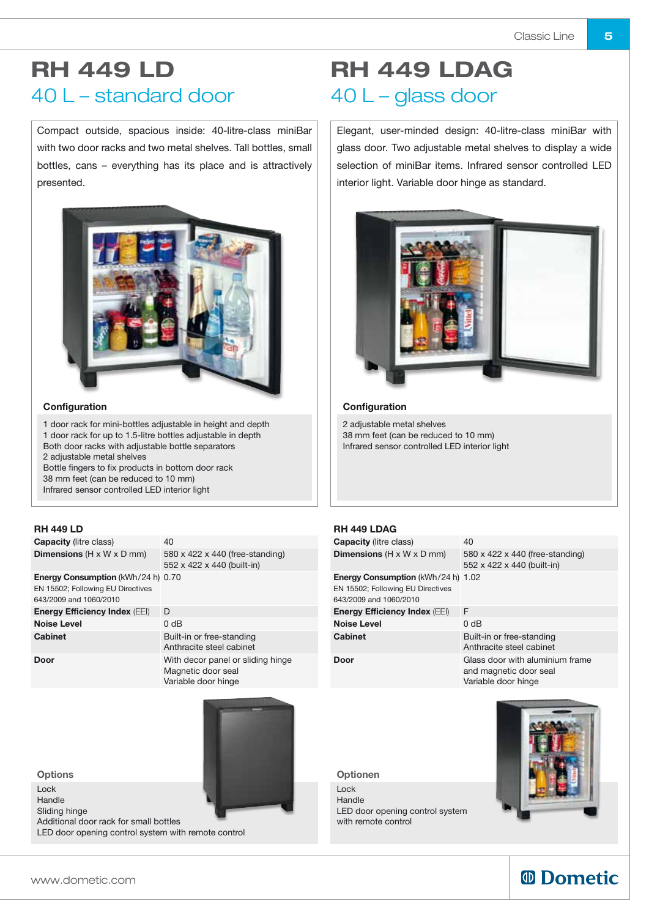# RH 449 LD

## 40 L – standard door

Compact outside, spacious inside: 40-litre-class miniBar with two door racks and two metal shelves. Tall bottles, small bottles, cans – everything has its place and is attractively presented.

### Configuration

1 door rack for mini-bottles adjustable in height and depth
1 door rack for up to 1.5-litre bottles adjustable in depth
Both door racks with adjustable bottle separators
2 adjustable metal shelves
Bottle fingers to fix products in bottom door rack
38 mm feet (can be reduced to 10 mm)
Infrared sensor controlled LED interior light

### RH 449 LD

| | |
|---|---|
| **Capacity** (litre class) | 40 |
| **Dimensions** (H x W x D mm) | 580 x 422 x 440 (free-standing)<br>552 x 422 x 440 (built-in) |
| **Energy Consumption** (kWh/24 h)<br>EN 15502; Following EU Directives 643/2009 and 1060/2010 | 0.70 |
| **Energy Efficiency Index** (EEI) | D |
| **Noise Level** | 0 dB |
| **Cabinet** | Built-in or free-standing<br>Anthracite steel cabinet |
| **Door** | With decor panel or sliding hinge<br>Magnetic door seal<br>Variable door hinge |

### Options

Lock
Handle
Sliding hinge
Additional door rack for small bottles
LED door opening control system with remote control

# RH 449 LDAG

## 40 L – glass door

Elegant, user-minded design: 40-litre-class miniBar with glass door. Two adjustable metal shelves to display a wide selection of miniBar items. Infrared sensor controlled LED interior light. Variable door hinge as standard.

### Configuration

2 adjustable metal shelves
38 mm feet (can be reduced to 10 mm)
Infrared sensor controlled LED interior light

### RH 449 LDAG

| | |
|---|---|
| **Capacity** (litre class) | 40 |
| **Dimensions** (H x W x D mm) | 580 x 422 x 440 (free-standing)<br>552 x 422 x 440 (built-in) |
| **Energy Consumption** (kWh/24 h)<br>EN 15502; Following EU Directives 643/2009 and 1060/2010 | 1.02 |
| **Energy Efficiency Index** (EEI) | F |
| **Noise Level** | 0 dB |
| **Cabinet** | Built-in or free-standing<br>Anthracite steel cabinet |
| **Door** | Glass door with aluminium frame and magnetic door seal<br>Variable door hinge |

### Optionen

Lock
Handle
LED door opening control system with remote control

www.dometic.com

Dometic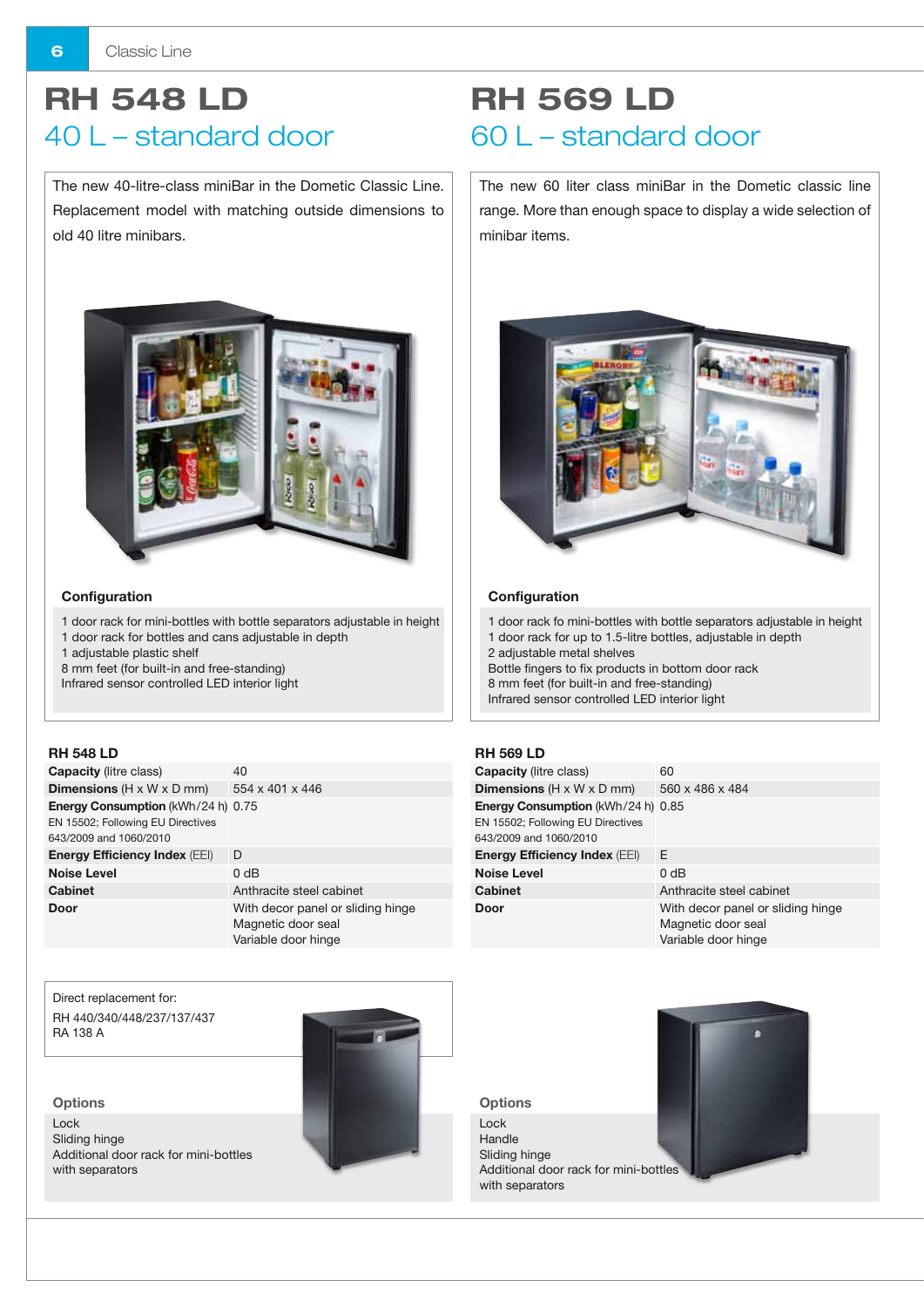# RH 548 LD

## 40 L – standard door

The new 40-litre-class miniBar in the Dometic Classic Line. Replacement model with matching outside dimensions to old 40 litre minibars.

### Configuration

1 door rack for mini-bottles with bottle separators adjustable in height
1 door rack for bottles and cans adjustable in depth
1 adjustable plastic shelf
8 mm feet (for built-in and free-standing)
Infrared sensor controlled LED interior light

### RH 548 LD

| | |
|---|---|
| **Capacity** (litre class) | 40 |
| **Dimensions** (H x W x D mm) | 554 x 401 x 446 |
| **Energy Consumption** (kWh/24 h) EN 15502; Following EU Directives 643/2009 and 1060/2010 | 0.75 |
| **Energy Efficiency Index** (EEI) | D |
| **Noise Level** | 0 dB |
| **Cabinet** | Anthracite steel cabinet |
| **Door** | With decor panel or sliding hinge<br>Magnetic door seal<br>Variable door hinge |

Direct replacement for:
RH 440/340/448/237/137/437
RA 138 A

### Options

Lock
Sliding hinge
Additional door rack for mini-bottles with separators

# RH 569 LD

## 60 L – standard door

The new 60 liter class miniBar in the Dometic classic line range. More than enough space to display a wide selection of minibar items.

### Configuration

1 door rack fo mini-bottles with bottle separators adjustable in height
1 door rack for up to 1.5-litre bottles, adjustable in depth
2 adjustable metal shelves
Bottle fingers to fix products in bottom door rack
8 mm feet (for built-in and free-standing)
Infrared sensor controlled LED interior light

### RH 569 LD

| | |
|---|---|
| **Capacity** (litre class) | 60 |
| **Dimensions** (H x W x D mm) | 560 x 486 x 484 |
| **Energy Consumption** (kWh/24 h) EN 15502; Following EU Directives 643/2009 and 1060/2010 | 0.85 |
| **Energy Efficiency Index** (EEI) | E |
| **Noise Level** | 0 dB |
| **Cabinet** | Anthracite steel cabinet |
| **Door** | With decor panel or sliding hinge<br>Magnetic door seal<br>Variable door hinge |

### Options

Lock
Handle
Sliding hinge
Additional door rack for mini-bottles with separators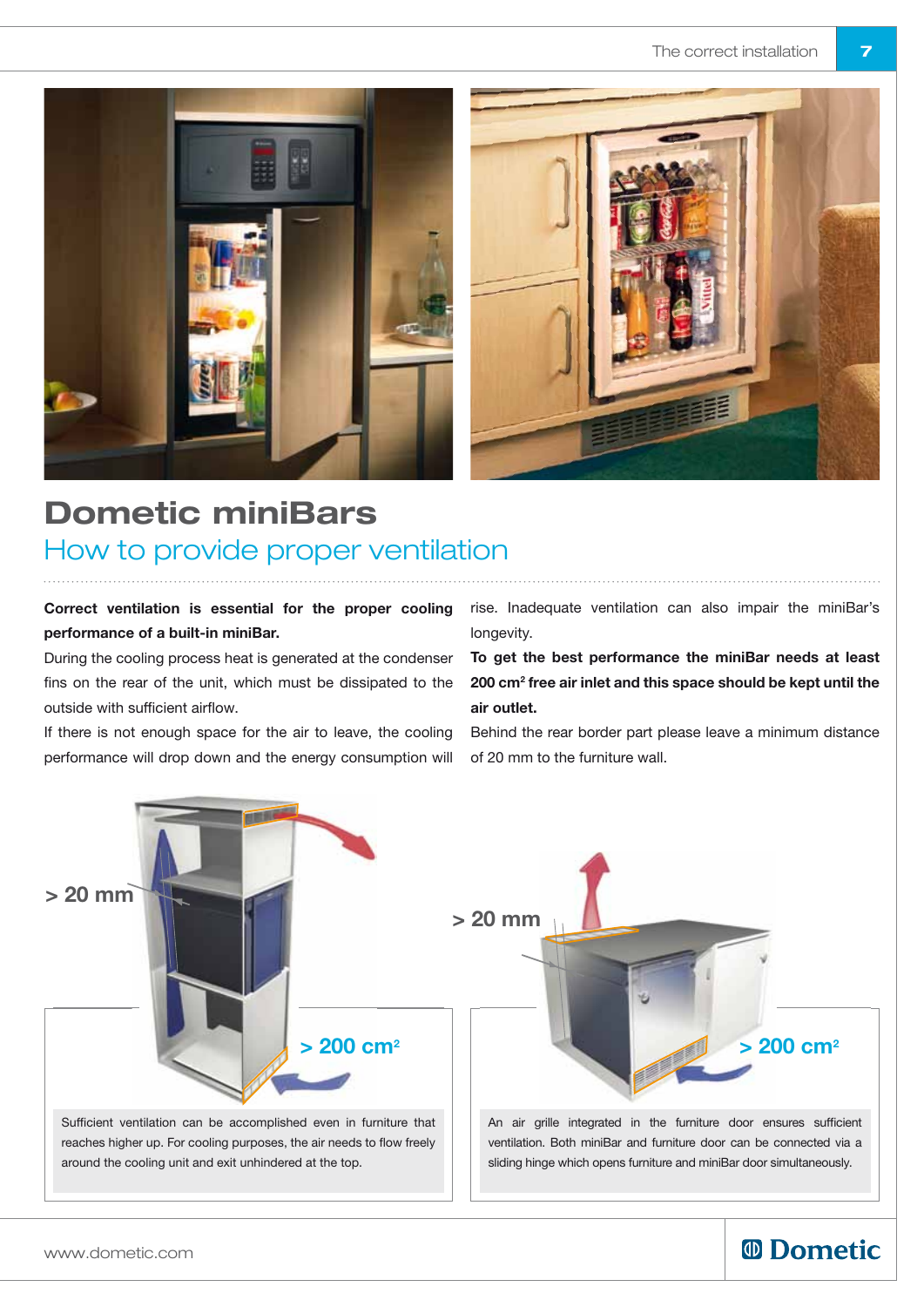# Dometic miniBars

## How to provide proper ventilation

**Correct ventilation is essential for the proper cooling performance of a built-in miniBar.**

During the cooling process heat is generated at the condenser fins on the rear of the unit, which must be dissipated to the outside with sufficient airflow.

If there is not enough space for the air to leave, the cooling performance will drop down and the energy consumption will rise. Inadequate ventilation can also impair the miniBar's longevity.

**To get the best performance the miniBar needs at least 200 cm² free air inlet and this space should be kept until the air outlet.**

Behind the rear border part please leave a minimum distance of 20 mm to the furniture wall.

> 20 mm

> 200 cm²

Sufficient ventilation can be accomplished even in furniture that reaches higher up. For cooling purposes, the air needs to flow freely around the cooling unit and exit unhindered at the top.

> 20 mm

> 200 cm²

An air grille integrated in the furniture door ensures sufficient ventilation. Both miniBar and furniture door can be connected via a sliding hinge which opens furniture and miniBar door simultaneously.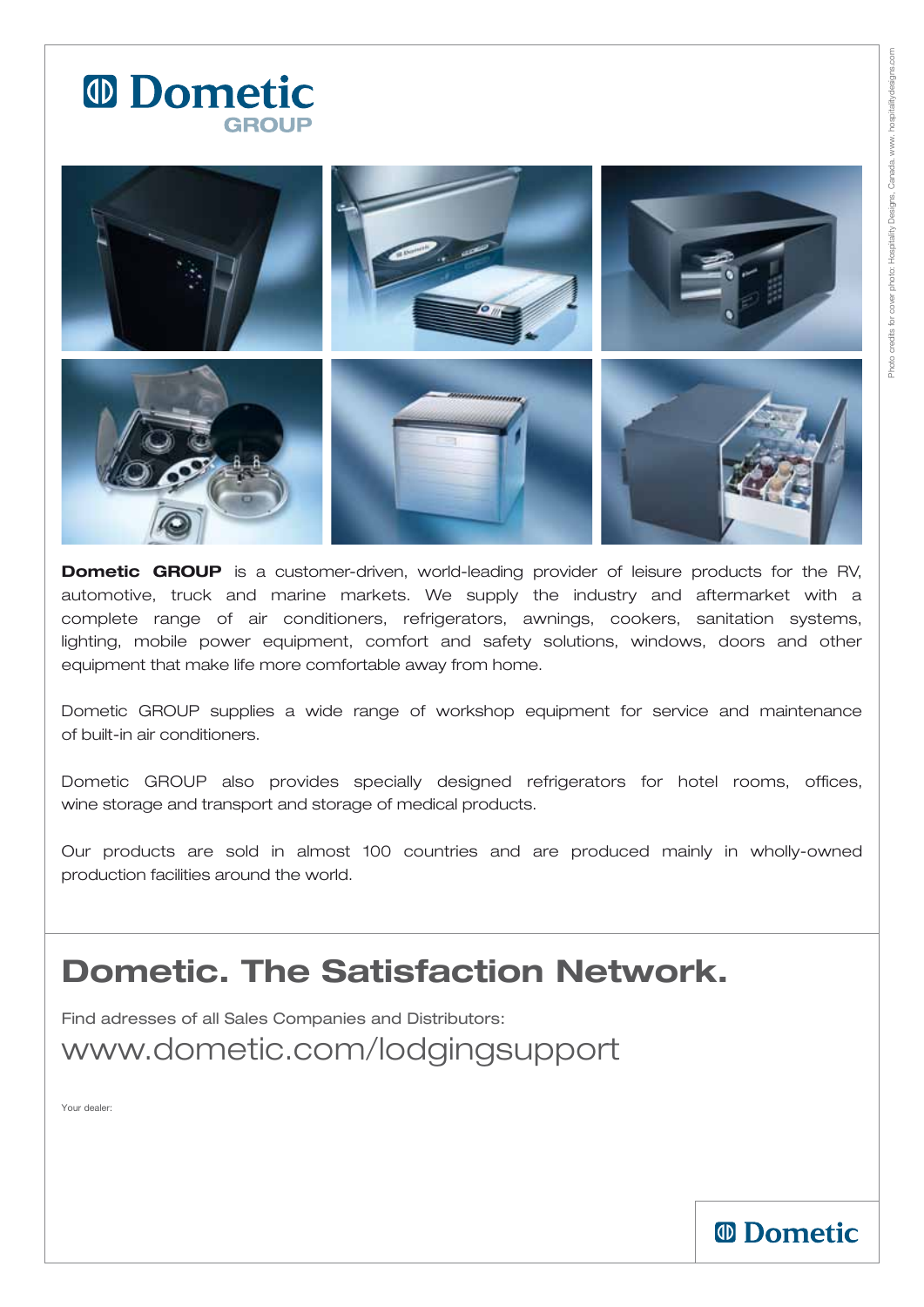# Dometic GROUP

**Dometic GROUP** is a customer-driven, world-leading provider of leisure products for the RV, automotive, truck and marine markets. We supply the industry and aftermarket with a complete range of air conditioners, refrigerators, awnings, cookers, sanitation systems, lighting, mobile power equipment, comfort and safety solutions, windows, doors and other equipment that make life more comfortable away from home.

Dometic GROUP supplies a wide range of workshop equipment for service and maintenance of built-in air conditioners.

Dometic GROUP also provides specially designed refrigerators for hotel rooms, offices, wine storage and transport and storage of medical products.

Our products are sold in almost 100 countries and are produced mainly in wholly-owned production facilities around the world.

## Dometic. The Satisfaction Network.

Find adresses of all Sales Companies and Distributors:

www.dometic.com/lodgingsupport

Your dealer:

Dometic

Photo credits for cover photo: Hospitality Designs, Canada, www. hospitalitydesigns.com